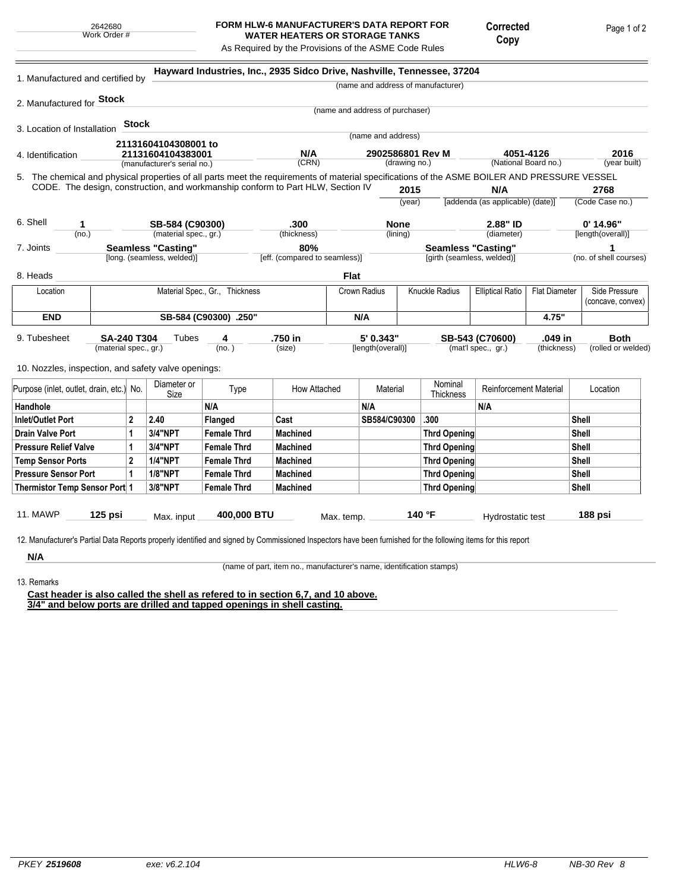2642680
Work Order #

**FORM HLW-6 MANUFACTURER'S DATA REPORT FOR WATER HEATERS OR STORAGE TANKS**
As Required by the Provisions of the ASME Code Rules

**Corrected Copy**

1. Manufactured and certified by **Hayward Industries, Inc., 2935 Sidco Drive, Nashville, Tennessee, 37204**
(name and address of manufacturer)

2. Manufactured for **Stock**
(name and address of purchaser)

3. Location of Installation **Stock**
(name and address)

4. Identification **21131604104308001 to 21131604104383001** (manufacturer's serial no.) **N/A** (CRN) **2902586801 Rev M** (drawing no.) **4051-4126** (National Board no.) **2016** (year built)

5. The chemical and physical properties of all parts meet the requirements of material specifications of the ASME BOILER AND PRESSURE VESSEL CODE. The design, construction, and workmanship conform to Part HLW, Section IV **2015** (year) **N/A** [addenda (as applicable) (date)] **2768** (Code Case no.)

6. Shell **1** (no.) **SB-584 (C90300)** (material spec., gr.) **.300** (thickness) **None** (lining) **2.88" ID** (diameter) **0' 14.96"** [length(overall)]

7. Joints **Seamless "Casting"** [long. (seamless, welded)] **80%** [eff. (compared to seamless)] **Seamless "Casting"** [girth (seamless, welded)] **1** (no. of shell courses)

8. Heads **Flat**

| Location | Material Spec., Gr., Thickness | Crown Radius | Knuckle Radius | Elliptical Ratio | Flat Diameter | Side Pressure (concave, convex) |
|---|---|---|---|---|---|---|
| **END** | **SB-584 (C90300) .250"** | **N/A** | | | **4.75"** | |

9. Tubesheet **SA-240 T304** (material spec., gr.) Tubes **4** (no.) **.750 in** (size) **5' 0.343"** [length(overall)] **SB-543 (C70600)** (mat'l spec., gr.) **.049 in** (thickness) **Both** (rolled or welded)

10. Nozzles, inspection, and safety valve openings:

| Purpose (inlet, outlet, drain, etc.) | No. | Diameter or Size | Type | How Attached | Material | Nominal Thickness | Reinforcement Material | Location |
|---|---|---|---|---|---|---|---|---|
| **Handhole** | | | **N/A** | | **N/A** | | **N/A** | |
| **Inlet/Outlet Port** | **2** | **2.40** | **Flanged** | **Cast** | **SB584/C90300** | **.300** | | **Shell** |
| **Drain Valve Port** | **1** | **3/4"NPT** | **Female Thrd** | **Machined** | | **Thrd Opening** | | **Shell** |
| **Pressure Relief Valve** | **1** | **3/4"NPT** | **Female Thrd** | **Machined** | | **Thrd Opening** | | **Shell** |
| **Temp Sensor Ports** | **2** | **1/4"NPT** | **Female Thrd** | **Machined** | | **Thrd Opening** | | **Shell** |
| **Pressure Sensor Port** | **1** | **1/8"NPT** | **Female Thrd** | **Machined** | | **Thrd Opening** | | **Shell** |
| **Thermistor Temp Sensor Port** | **1** | **3/8"NPT** | **Female Thrd** | **Machined** | | **Thrd Opening** | | **Shell** |

11. MAWP **125 psi** Max. input **400,000 BTU** Max. temp. **140 °F** Hydrostatic test **188 psi**

12. Manufacturer's Partial Data Reports properly identified and signed by Commissioned Inspectors have been furnished for the following items for this report

**N/A**
(name of part, item no., manufacturer's name, identification stamps)

13. Remarks

**Cast header is also called the shell as refered to in section 6,7, and 10 above.**
**3/4" and below ports are drilled and tapped openings in shell casting.**

PKEY **2519608** exe: v6.2.104 HLW6-8 NB-30 Rev 8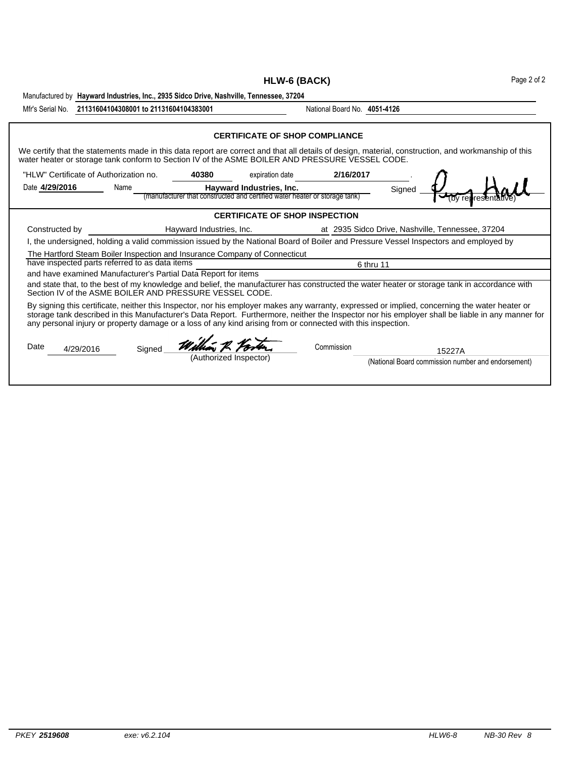# HLW-6 (BACK)

Manufactured by **Hayward Industries, Inc., 2935 Sidco Drive, Nashville, Tennessee, 37204**

Mfr's Serial No. **21131604104308001 to 21131604104383001** National Board No. **4051-4126**

## CERTIFICATE OF SHOP COMPLIANCE

We certify that the statements made in this data report are correct and that all details of design, material, construction, and workmanship of this water heater or storage tank conform to Section IV of the ASME BOILER AND PRESSURE VESSEL CODE.

"HLW" Certificate of Authorization no. **40380** expiration date **2/16/2017**.

Date **4/29/2016** Name **Hayward Industries, Inc.** (manufacturer that constructed and certified water heater or storage tank) Signed (by representative)

## CERTIFICATE OF SHOP INSPECTION

Constructed by Hayward Industries, Inc. at 2935 Sidco Drive, Nashville, Tennessee, 37204

I, the undersigned, holding a valid commission issued by the National Board of Boiler and Pressure Vessel Inspectors and employed by The Hartford Steam Boiler Inspection and Insurance Company of Connecticut

have inspected parts referred to as data items 6 thru 11

and have examined Manufacturer's Partial Data Report for items

and state that, to the best of my knowledge and belief, the manufacturer has constructed the water heater or storage tank in accordance with Section IV of the ASME BOILER AND PRESSURE VESSEL CODE.

By signing this certificate, neither this Inspector, nor his employer makes any warranty, expressed or implied, concerning the water heater or storage tank described in this Manufacturer's Data Report. Furthermore, neither the Inspector nor his employer shall be liable in any manner for any personal injury or property damage or a loss of any kind arising from or connected with this inspection.

Date 4/29/2016 Signed (Authorized Inspector) Commission 15227A (National Board commission number and endorsement)

PKEY **2519608** exe: v6.2.104 HLW6-8 NB-30 Rev 8